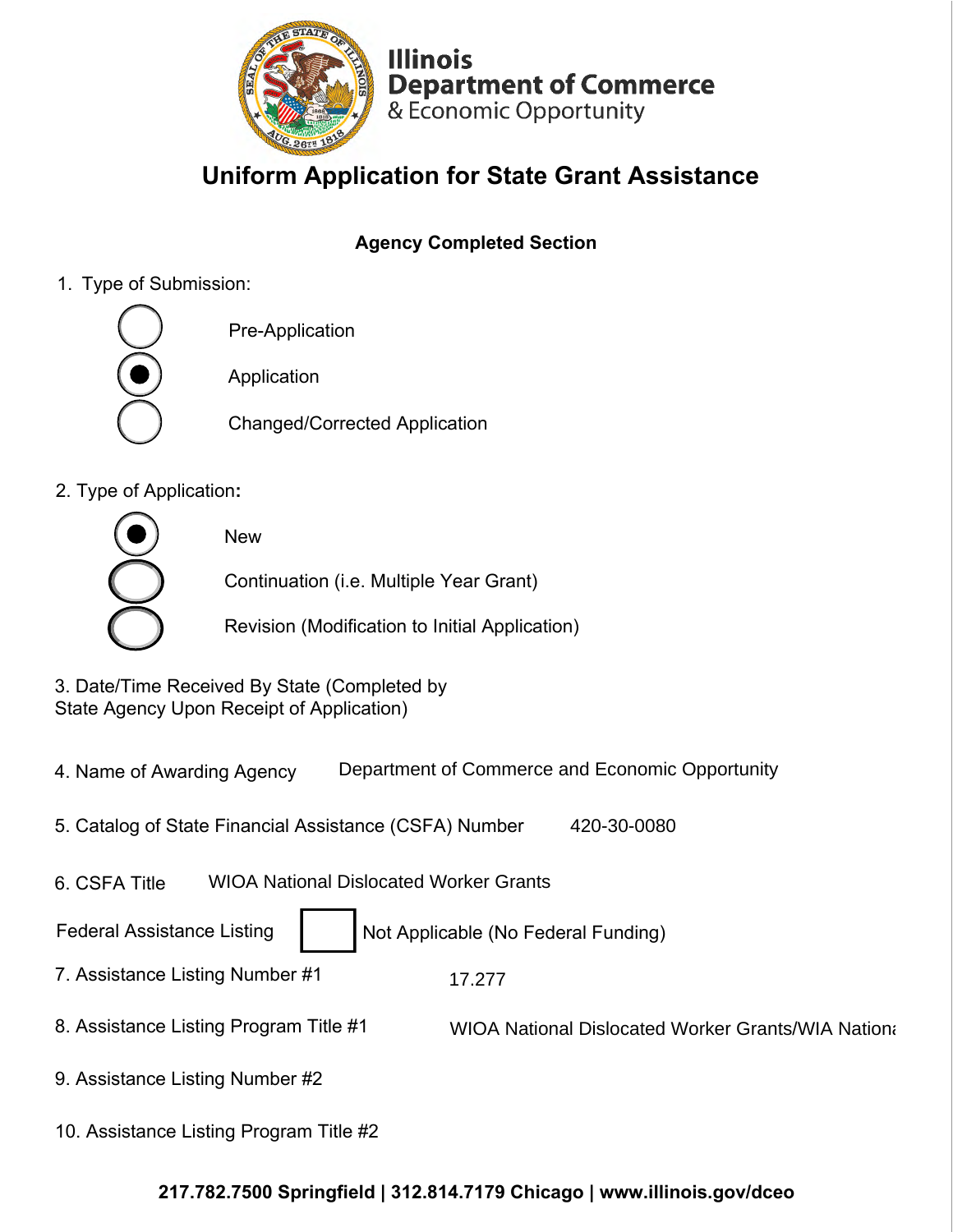Illinois
Department of Commerce
& Economic Opportunity

# Uniform Application for State Grant Assistance

## Agency Completed Section

1. Type of Submission:

- ○ Pre-Application
- ● Application
- ○ Changed/Corrected Application

2. Type of Application:

- ● New
- ○ Continuation (i.e. Multiple Year Grant)
- ○ Revision (Modification to Initial Application)

3. Date/Time Received By State (Completed by State Agency Upon Receipt of Application)

4. Name of Awarding Agency: Department of Commerce and Economic Opportunity

5. Catalog of State Financial Assistance (CSFA) Number: 420-30-0080

6. CSFA Title: WIOA National Dislocated Worker Grants

Federal Assistance Listing ☐ Not Applicable (No Federal Funding)

7. Assistance Listing Number #1: 17.277

8. Assistance Listing Program Title #1: WIOA National Dislocated Worker Grants/WIA Nationa

9. Assistance Listing Number #2

10. Assistance Listing Program Title #2

**217.782.7500 Springfield | 312.814.7179 Chicago | www.illinois.gov/dceo**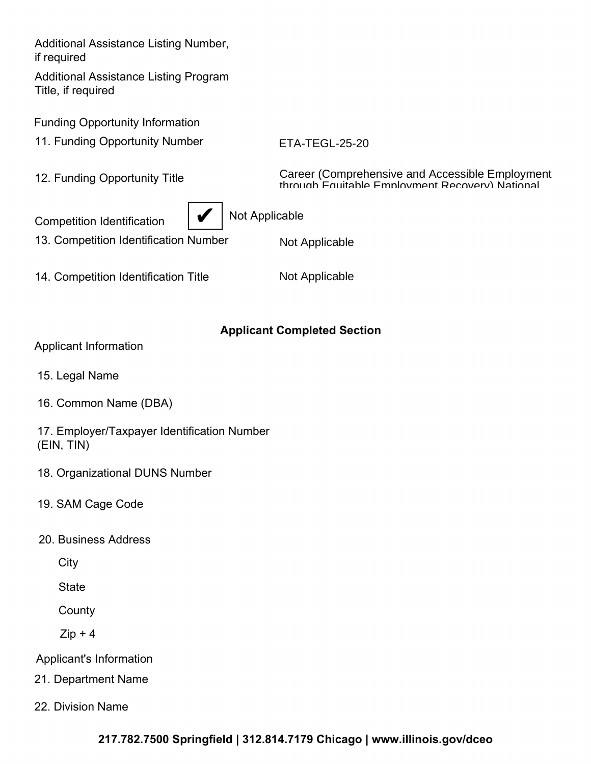Additional Assistance Listing Number, if required

Additional Assistance Listing Program Title, if required

Funding Opportunity Information

| | |
|---|---|
| 11. Funding Opportunity Number | ETA-TEGL-25-20 |
| 12. Funding Opportunity Title | Career (Comprehensive and Accessible Employment through Equitable Employment Recovery) National |

Competition Identification ✔ Not Applicable

| | |
|---|---|
| 13. Competition Identification Number | Not Applicable |
| 14. Competition Identification Title | Not Applicable |

**Applicant Completed Section**

Applicant Information

15. Legal Name

16. Common Name (DBA)

17. Employer/Taxpayer Identification Number (EIN, TIN)

18. Organizational DUNS Number

19. SAM Cage Code

20. Business Address

City

State

County

Zip + 4

Applicant's Information

21. Department Name

22. Division Name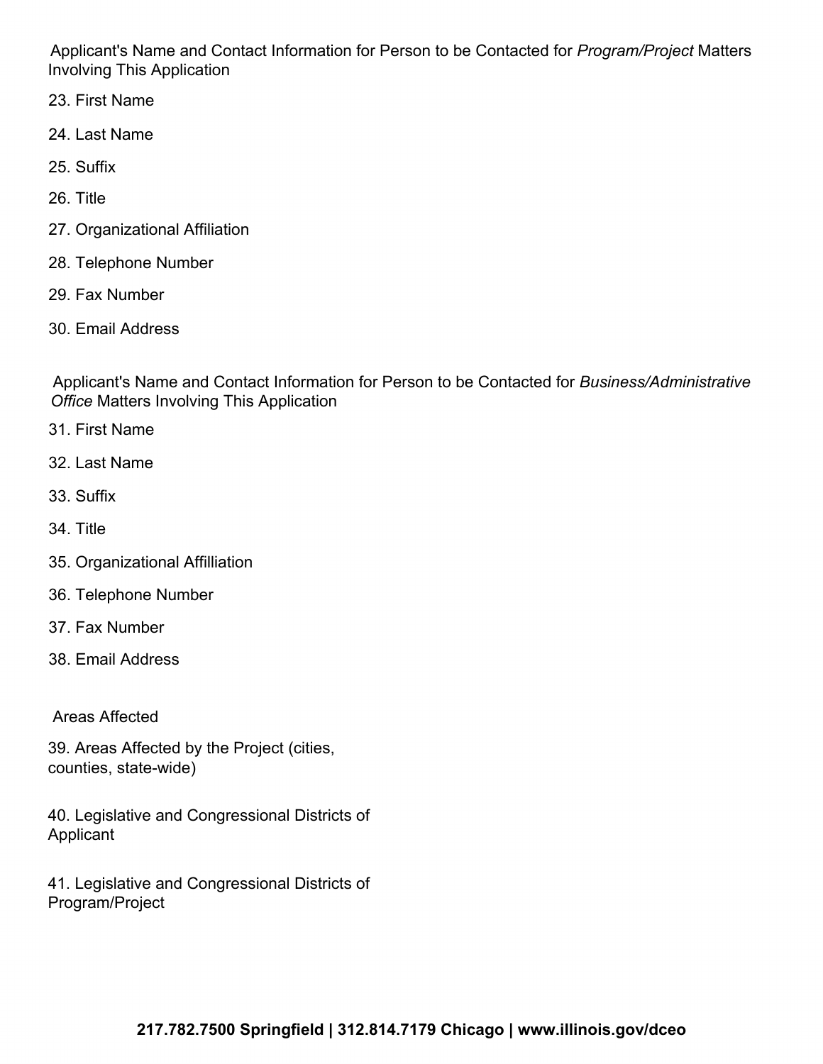Applicant's Name and Contact Information for Person to be Contacted for *Program/Project* Matters Involving This Application

23. First Name

24. Last Name

25. Suffix

26. Title

27. Organizational Affiliation

28. Telephone Number

29. Fax Number

30. Email Address

Applicant's Name and Contact Information for Person to be Contacted for *Business/Administrative Office* Matters Involving This Application

31. First Name

32. Last Name

33. Suffix

34. Title

35. Organizational Affilliation

36. Telephone Number

37. Fax Number

38. Email Address

Areas Affected

39. Areas Affected by the Project (cities, counties, state-wide)

40. Legislative and Congressional Districts of Applicant

41. Legislative and Congressional Districts of Program/Project

**217.782.7500 Springfield | 312.814.7179 Chicago | www.illinois.gov/dceo**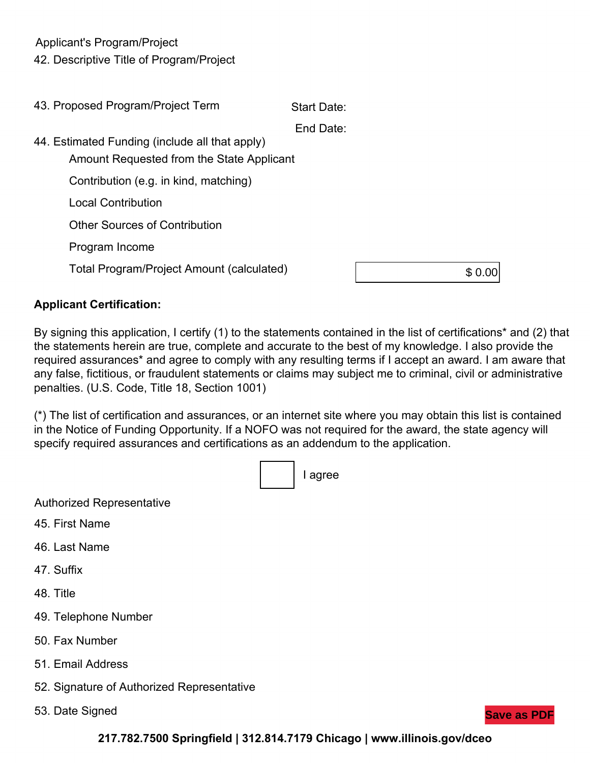Applicant's Program/Project

42. Descriptive Title of Program/Project

43. Proposed Program/Project Term

Start Date:

End Date:

44. Estimated Funding (include all that apply)

Amount Requested from the State Applicant

Contribution (e.g. in kind, matching)

Local Contribution

Other Sources of Contribution

Program Income

Total Program/Project Amount (calculated) $ 0.00

**Applicant Certification:**

By signing this application, I certify (1) to the statements contained in the list of certifications* and (2) that the statements herein are true, complete and accurate to the best of my knowledge. I also provide the required assurances* and agree to comply with any resulting terms if I accept an award. I am aware that any false, fictitious, or fraudulent statements or claims may subject me to criminal, civil or administrative penalties. (U.S. Code, Title 18, Section 1001)

(*) The list of certification and assurances, or an internet site where you may obtain this list is contained in the Notice of Funding Opportunity. If a NOFO was not required for the award, the state agency will specify required assurances and certifications as an addendum to the application.

☐ I agree

Authorized Representative

45. First Name

46. Last Name

47. Suffix

48. Title

49. Telephone Number

50. Fax Number

51. Email Address

52. Signature of Authorized Representative

53. Date Signed

Save as PDF

**217.782.7500 Springfield | 312.814.7179 Chicago | www.illinois.gov/dceo**